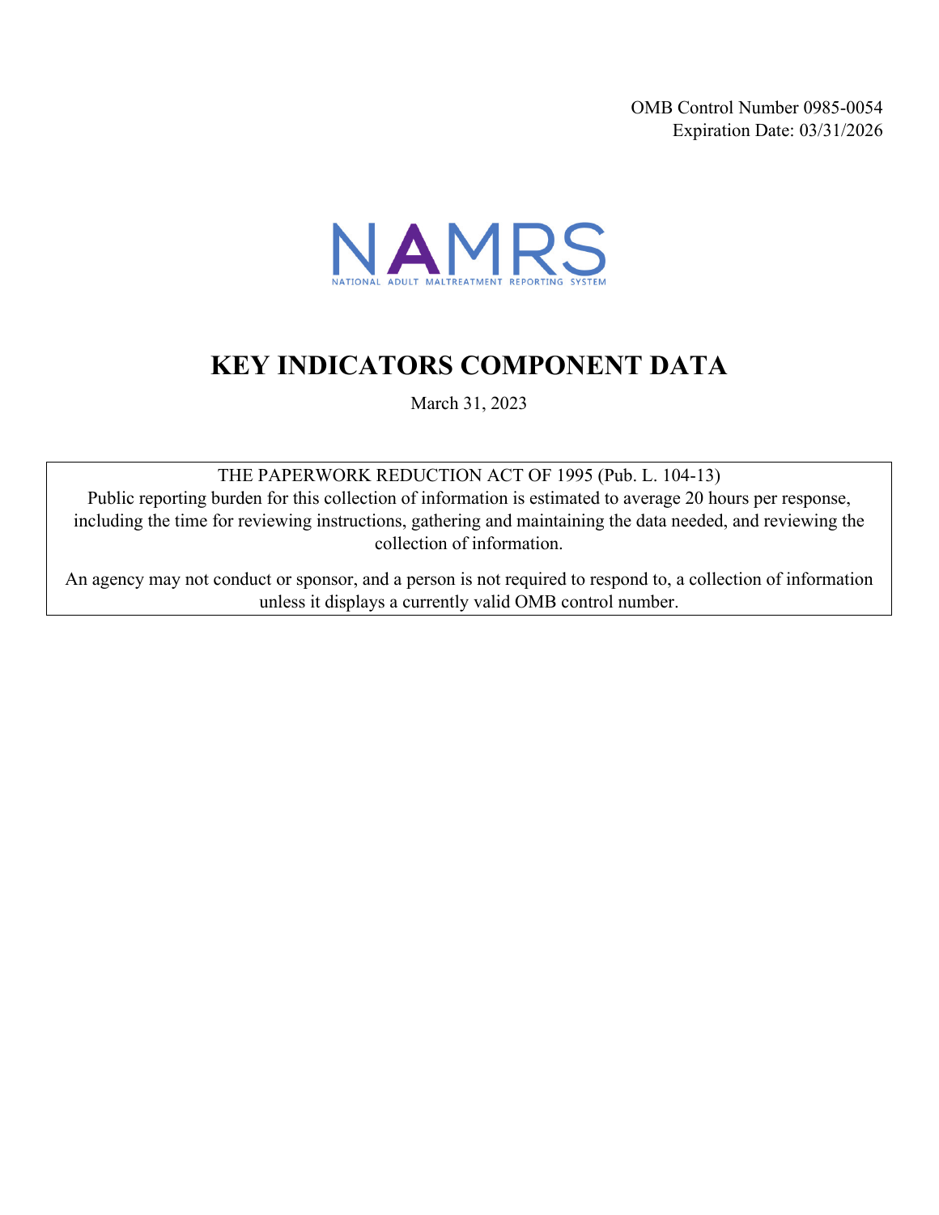OMB Control Number 0985-0054
Expiration Date: 03/31/2026

NAMRS

NATIONAL ADULT MALTREATMENT REPORTING SYSTEM

# KEY INDICATORS COMPONENT DATA

March 31, 2023

THE PAPERWORK REDUCTION ACT OF 1995 (Pub. L. 104-13)
Public reporting burden for this collection of information is estimated to average 20 hours per response, including the time for reviewing instructions, gathering and maintaining the data needed, and reviewing the collection of information.

An agency may not conduct or sponsor, and a person is not required to respond to, a collection of information unless it displays a currently valid OMB control number.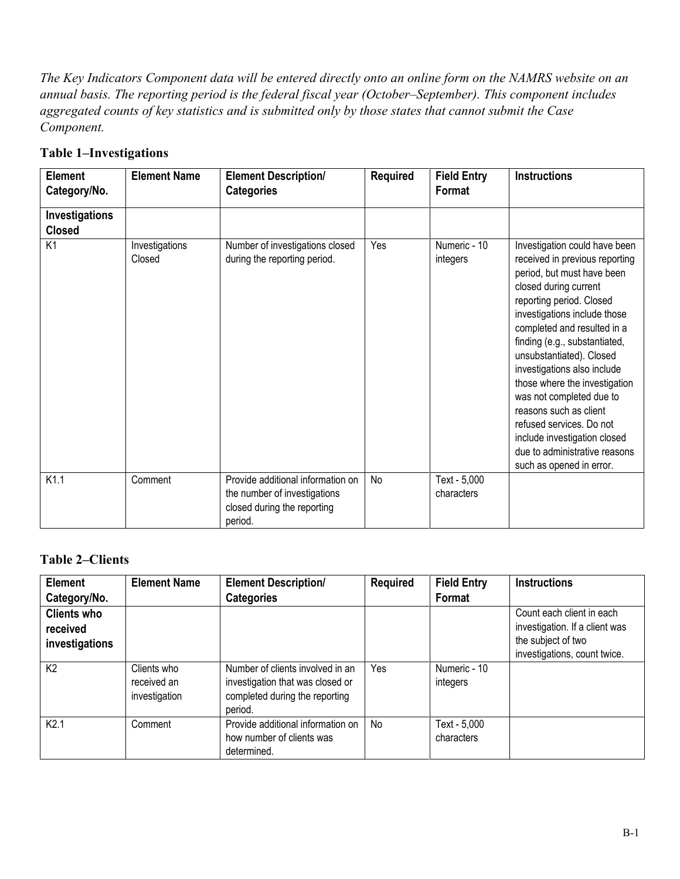*The Key Indicators Component data will be entered directly onto an online form on the NAMRS website on an annual basis. The reporting period is the federal fiscal year (October–September). This component includes aggregated counts of key statistics and is submitted only by those states that cannot submit the Case Component.*

### Table 1–Investigations

| Element Category/No. | Element Name | Element Description/ Categories | Required | Field Entry Format | Instructions |
|---|---|---|---|---|---|
| **Investigations Closed** | | | | | |
| K1 | Investigations Closed | Number of investigations closed during the reporting period. | Yes | Numeric - 10 integers | Investigation could have been received in previous reporting period, but must have been closed during current reporting period. Closed investigations include those completed and resulted in a finding (e.g., substantiated, unsubstantiated). Closed investigations also include those where the investigation was not completed due to reasons such as client refused services. Do not include investigation closed due to administrative reasons such as opened in error. |
| K1.1 | Comment | Provide additional information on the number of investigations closed during the reporting period. | No | Text - 5,000 characters | |

### Table 2–Clients

| Element Category/No. | Element Name | Element Description/ Categories | Required | Field Entry Format | Instructions |
|---|---|---|---|---|---|
| **Clients who received investigations** | | | | | Count each client in each investigation. If a client was the subject of two investigations, count twice. |
| K2 | Clients who received an investigation | Number of clients involved in an investigation that was closed or completed during the reporting period. | Yes | Numeric - 10 integers | |
| K2.1 | Comment | Provide additional information on how number of clients was determined. | No | Text - 5,000 characters | |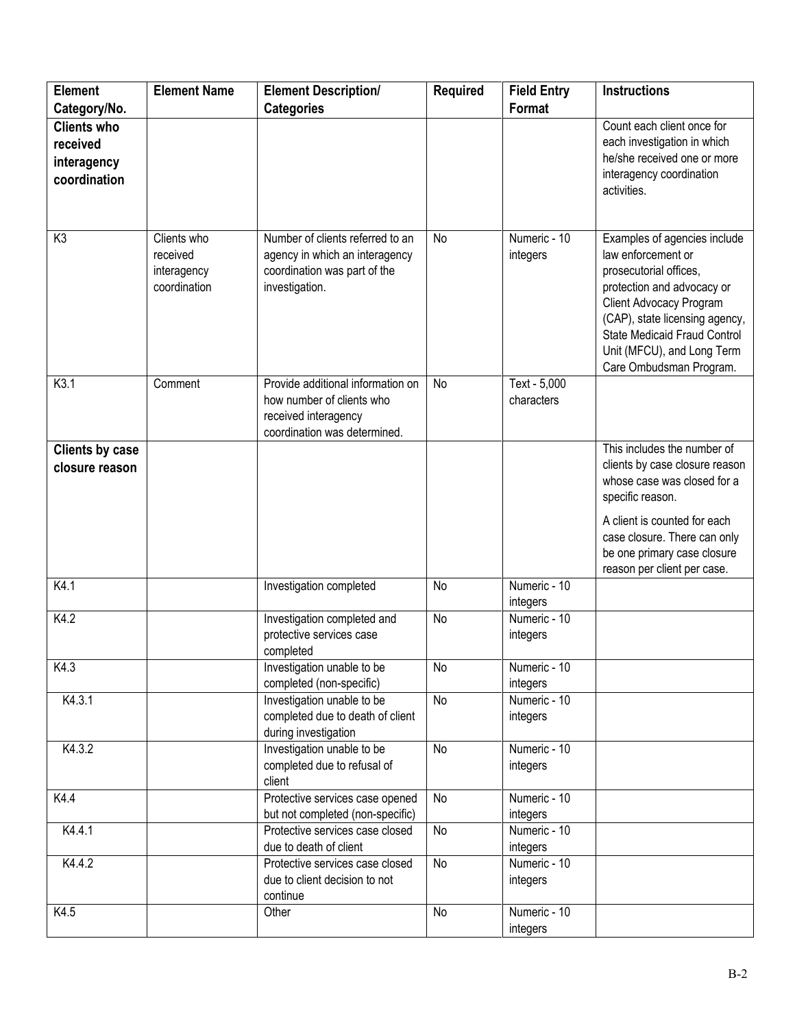| Element Category/No. | Element Name | Element Description/ Categories | Required | Field Entry Format | Instructions |
|---|---|---|---|---|---|
| **Clients who received interagency coordination** | | | | | Count each client once for each investigation in which he/she received one or more interagency coordination activities. |
| K3 | Clients who received interagency coordination | Number of clients referred to an agency in which an interagency coordination was part of the investigation. | No | Numeric - 10 integers | Examples of agencies include law enforcement or prosecutorial offices, protection and advocacy or Client Advocacy Program (CAP), state licensing agency, State Medicaid Fraud Control Unit (MFCU), and Long Term Care Ombudsman Program. |
| K3.1 | Comment | Provide additional information on how number of clients who received interagency coordination was determined. | No | Text - 5,000 characters | |
| **Clients by case closure reason** | | | | | This includes the number of clients by case closure reason whose case was closed for a specific reason.<br><br>A client is counted for each case closure. There can only be one primary case closure reason per client per case. |
| K4.1 | | Investigation completed | No | Numeric - 10 integers | |
| K4.2 | | Investigation completed and protective services case completed | No | Numeric - 10 integers | |
| K4.3 | | Investigation unable to be completed (non-specific) | No | Numeric - 10 integers | |
| K4.3.1 | | Investigation unable to be completed due to death of client during investigation | No | Numeric - 10 integers | |
| K4.3.2 | | Investigation unable to be completed due to refusal of client | No | Numeric - 10 integers | |
| K4.4 | | Protective services case opened but not completed (non-specific) | No | Numeric - 10 integers | |
| K4.4.1 | | Protective services case closed due to death of client | No | Numeric - 10 integers | |
| K4.4.2 | | Protective services case closed due to client decision to not continue | No | Numeric - 10 integers | |
| K4.5 | | Other | No | Numeric - 10 integers | |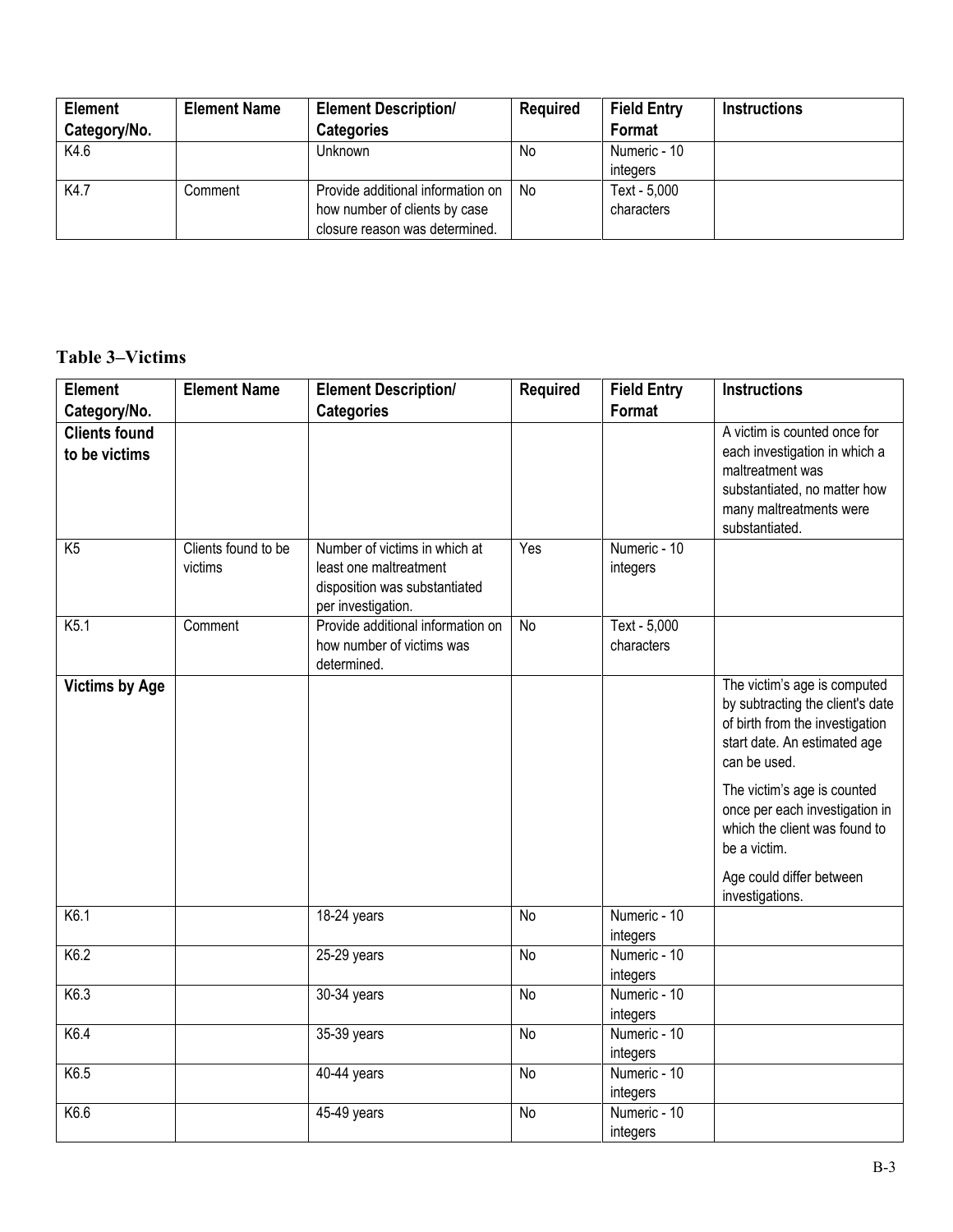| Element Category/No. | Element Name | Element Description/ Categories | Required | Field Entry Format | Instructions |
|---|---|---|---|---|---|
| K4.6 | | Unknown | No | Numeric - 10 integers | |
| K4.7 | Comment | Provide additional information on how number of clients by case closure reason was determined. | No | Text - 5,000 characters | |

### Table 3–Victims

| Element Category/No. | Element Name | Element Description/ Categories | Required | Field Entry Format | Instructions |
|---|---|---|---|---|---|
| **Clients found to be victims** | | | | | A victim is counted once for each investigation in which a maltreatment was substantiated, no matter how many maltreatments were substantiated. |
| K5 | Clients found to be victims | Number of victims in which at least one maltreatment disposition was substantiated per investigation. | Yes | Numeric - 10 integers | |
| K5.1 | Comment | Provide additional information on how number of victims was determined. | No | Text - 5,000 characters | |
| **Victims by Age** | | | | | The victim's age is computed by subtracting the client's date of birth from the investigation start date. An estimated age can be used. The victim's age is counted once per each investigation in which the client was found to be a victim. Age could differ between investigations. |
| K6.1 | | 18-24 years | No | Numeric - 10 integers | |
| K6.2 | | 25-29 years | No | Numeric - 10 integers | |
| K6.3 | | 30-34 years | No | Numeric - 10 integers | |
| K6.4 | | 35-39 years | No | Numeric - 10 integers | |
| K6.5 | | 40-44 years | No | Numeric - 10 integers | |
| K6.6 | | 45-49 years | No | Numeric - 10 integers | |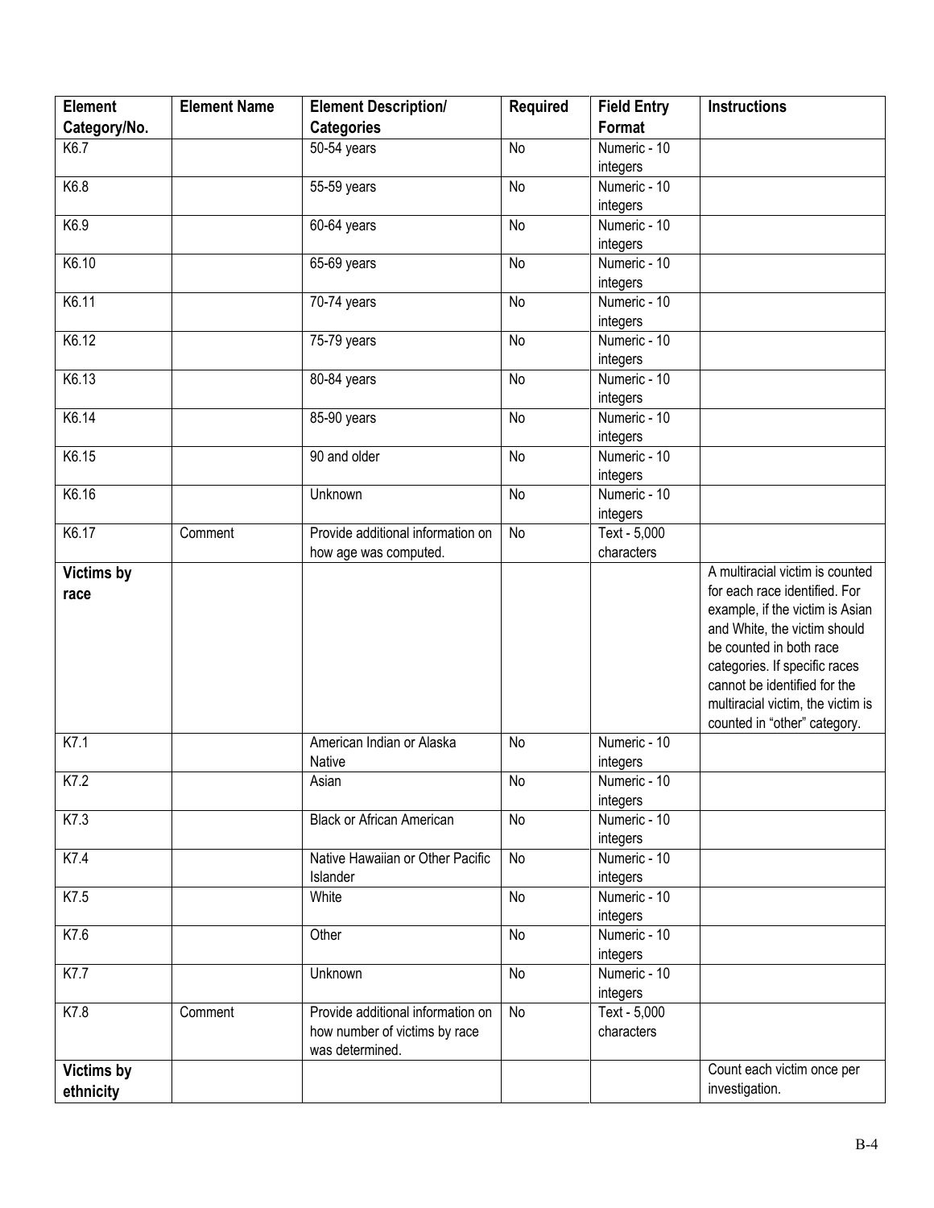| **Element Category/No.** | **Element Name** | **Element Description/ Categories** | **Required** | **Field Entry Format** | **Instructions** |
|---|---|---|---|---|---|
| K6.7 | | 50-54 years | No | Numeric - 10 integers | |
| K6.8 | | 55-59 years | No | Numeric - 10 integers | |
| K6.9 | | 60-64 years | No | Numeric - 10 integers | |
| K6.10 | | 65-69 years | No | Numeric - 10 integers | |
| K6.11 | | 70-74 years | No | Numeric - 10 integers | |
| K6.12 | | 75-79 years | No | Numeric - 10 integers | |
| K6.13 | | 80-84 years | No | Numeric - 10 integers | |
| K6.14 | | 85-90 years | No | Numeric - 10 integers | |
| K6.15 | | 90 and older | No | Numeric - 10 integers | |
| K6.16 | | Unknown | No | Numeric - 10 integers | |
| K6.17 | Comment | Provide additional information on how age was computed. | No | Text - 5,000 characters | |
| **Victims by race** | | | | | A multiracial victim is counted for each race identified. For example, if the victim is Asian and White, the victim should be counted in both race categories. If specific races cannot be identified for the multiracial victim, the victim is counted in "other" category. |
| K7.1 | | American Indian or Alaska Native | No | Numeric - 10 integers | |
| K7.2 | | Asian | No | Numeric - 10 integers | |
| K7.3 | | Black or African American | No | Numeric - 10 integers | |
| K7.4 | | Native Hawaiian or Other Pacific Islander | No | Numeric - 10 integers | |
| K7.5 | | White | No | Numeric - 10 integers | |
| K7.6 | | Other | No | Numeric - 10 integers | |
| K7.7 | | Unknown | No | Numeric - 10 integers | |
| K7.8 | Comment | Provide additional information on how number of victims by race was determined. | No | Text - 5,000 characters | |
| **Victims by ethnicity** | | | | | Count each victim once per investigation. |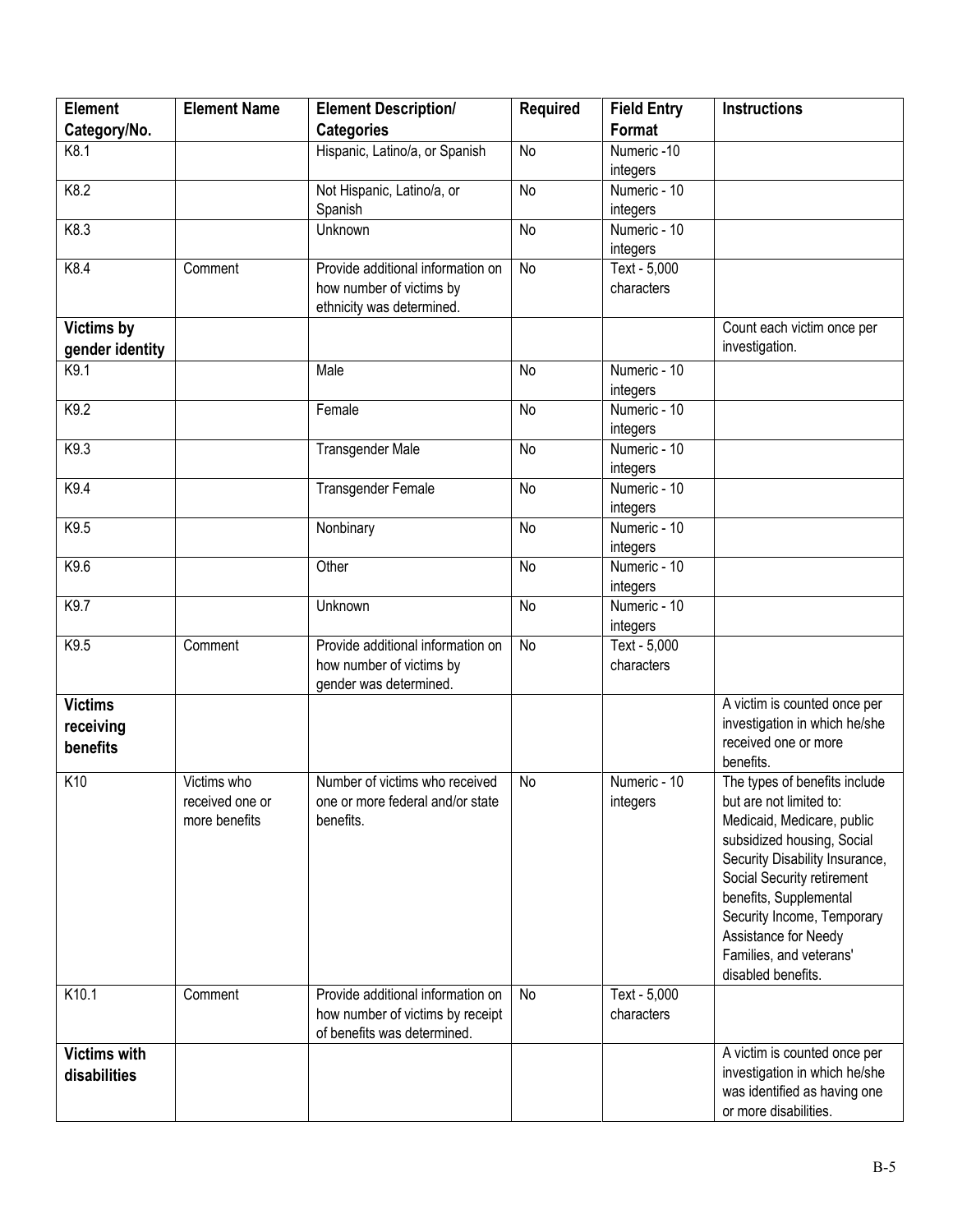| Element Category/No. | Element Name | Element Description/ Categories | Required | Field Entry Format | Instructions |
|---|---|---|---|---|---|
| K8.1 | | Hispanic, Latino/a, or Spanish | No | Numeric -10 integers | |
| K8.2 | | Not Hispanic, Latino/a, or Spanish | No | Numeric - 10 integers | |
| K8.3 | | Unknown | No | Numeric - 10 integers | |
| K8.4 | Comment | Provide additional information on how number of victims by ethnicity was determined. | No | Text - 5,000 characters | |
| **Victims by gender identity** | | | | | Count each victim once per investigation. |
| K9.1 | | Male | No | Numeric - 10 integers | |
| K9.2 | | Female | No | Numeric - 10 integers | |
| K9.3 | | Transgender Male | No | Numeric - 10 integers | |
| K9.4 | | Transgender Female | No | Numeric - 10 integers | |
| K9.5 | | Nonbinary | No | Numeric - 10 integers | |
| K9.6 | | Other | No | Numeric - 10 integers | |
| K9.7 | | Unknown | No | Numeric - 10 integers | |
| K9.5 | Comment | Provide additional information on how number of victims by gender was determined. | No | Text - 5,000 characters | |
| **Victims receiving benefits** | | | | | A victim is counted once per investigation in which he/she received one or more benefits. |
| K10 | Victims who received one or more benefits | Number of victims who received one or more federal and/or state benefits. | No | Numeric - 10 integers | The types of benefits include but are not limited to: Medicaid, Medicare, public subsidized housing, Social Security Disability Insurance, Social Security retirement benefits, Supplemental Security Income, Temporary Assistance for Needy Families, and veterans' disabled benefits. |
| K10.1 | Comment | Provide additional information on how number of victims by receipt of benefits was determined. | No | Text - 5,000 characters | |
| **Victims with disabilities** | | | | | A victim is counted once per investigation in which he/she was identified as having one or more disabilities. |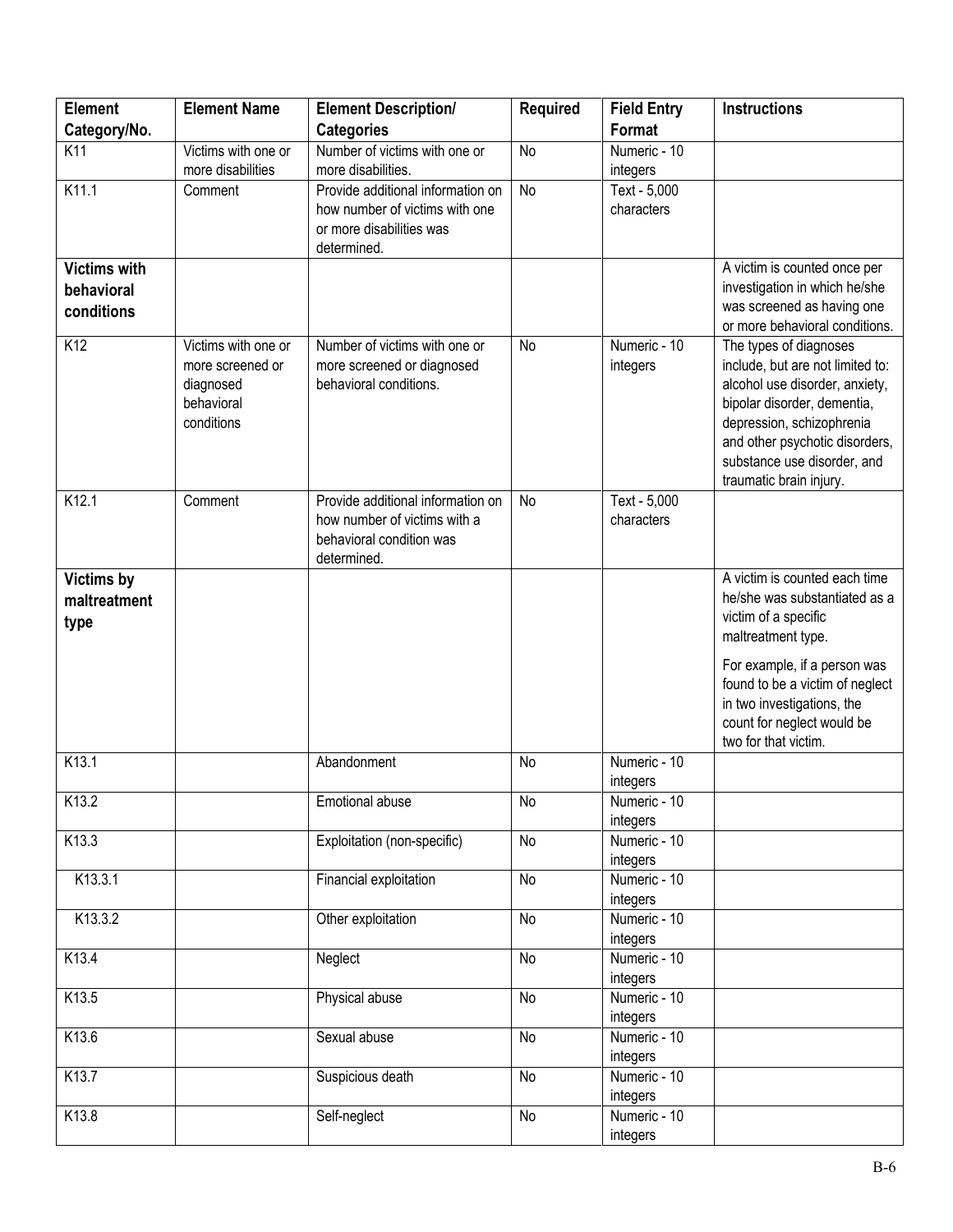| Element Category/No. | Element Name | Element Description/ Categories | Required | Field Entry Format | Instructions |
|---|---|---|---|---|---|
| K11 | Victims with one or more disabilities | Number of victims with one or more disabilities. | No | Numeric - 10 integers | |
| K11.1 | Comment | Provide additional information on how number of victims with one or more disabilities was determined. | No | Text - 5,000 characters | |
| **Victims with behavioral conditions** | | | | | A victim is counted once per investigation in which he/she was screened as having one or more behavioral conditions. |
| K12 | Victims with one or more screened or diagnosed behavioral conditions | Number of victims with one or more screened or diagnosed behavioral conditions. | No | Numeric - 10 integers | The types of diagnoses include, but are not limited to: alcohol use disorder, anxiety, bipolar disorder, dementia, depression, schizophrenia and other psychotic disorders, substance use disorder, and traumatic brain injury. |
| K12.1 | Comment | Provide additional information on how number of victims with a behavioral condition was determined. | No | Text - 5,000 characters | |
| **Victims by maltreatment type** | | | | | A victim is counted each time he/she was substantiated as a victim of a specific maltreatment type. For example, if a person was found to be a victim of neglect in two investigations, the count for neglect would be two for that victim. |
| K13.1 | | Abandonment | No | Numeric - 10 integers | |
| K13.2 | | Emotional abuse | No | Numeric - 10 integers | |
| K13.3 | | Exploitation (non-specific) | No | Numeric - 10 integers | |
| K13.3.1 | | Financial exploitation | No | Numeric - 10 integers | |
| K13.3.2 | | Other exploitation | No | Numeric - 10 integers | |
| K13.4 | | Neglect | No | Numeric - 10 integers | |
| K13.5 | | Physical abuse | No | Numeric - 10 integers | |
| K13.6 | | Sexual abuse | No | Numeric - 10 integers | |
| K13.7 | | Suspicious death | No | Numeric - 10 integers | |
| K13.8 | | Self-neglect | No | Numeric - 10 integers | |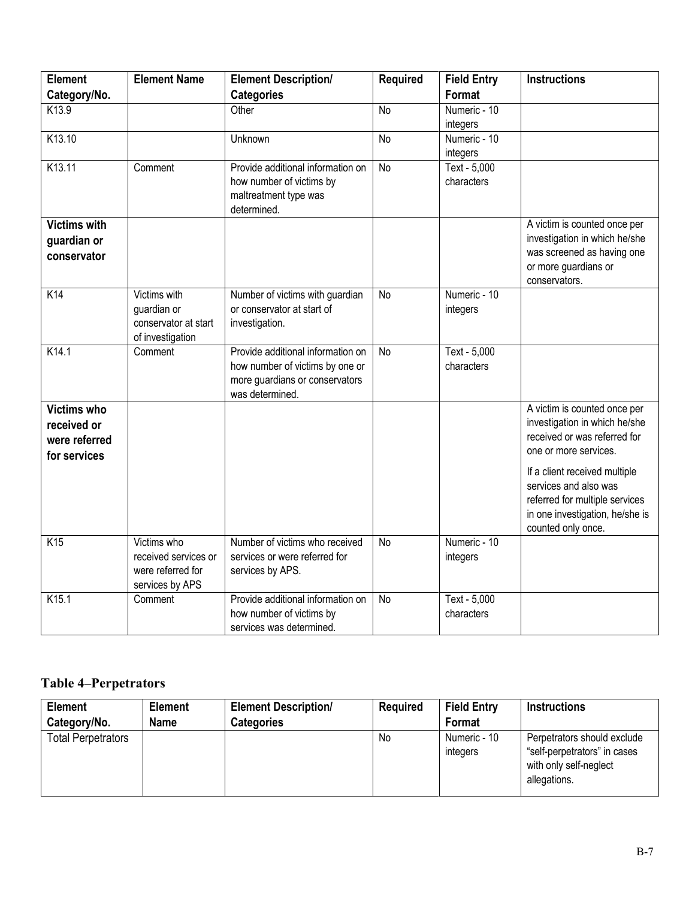| Element Category/No. | Element Name | Element Description/ Categories | Required | Field Entry Format | Instructions |
|---|---|---|---|---|---|
| K13.9 | | Other | No | Numeric - 10 integers | |
| K13.10 | | Unknown | No | Numeric - 10 integers | |
| K13.11 | Comment | Provide additional information on how number of victims by maltreatment type was determined. | No | Text - 5,000 characters | |
| **Victims with guardian or conservator** | | | | | A victim is counted once per investigation in which he/she was screened as having one or more guardians or conservators. |
| K14 | Victims with guardian or conservator at start of investigation | Number of victims with guardian or conservator at start of investigation. | No | Numeric - 10 integers | |
| K14.1 | Comment | Provide additional information on how number of victims by one or more guardians or conservators was determined. | No | Text - 5,000 characters | |
| **Victims who received or were referred for services** | | | | | A victim is counted once per investigation in which he/she received or was referred for one or more services. If a client received multiple services and also was referred for multiple services in one investigation, he/she is counted only once. |
| K15 | Victims who received services or were referred for services by APS | Number of victims who received services or were referred for services by APS. | No | Numeric - 10 integers | |
| K15.1 | Comment | Provide additional information on how number of victims by services was determined. | No | Text - 5,000 characters | |

## Table 4–Perpetrators

| Element Category/No. | Element Name | Element Description/ Categories | Required | Field Entry Format | Instructions |
|---|---|---|---|---|---|
| Total Perpetrators | | | No | Numeric - 10 integers | Perpetrators should exclude "self-perpetrators" in cases with only self-neglect allegations. |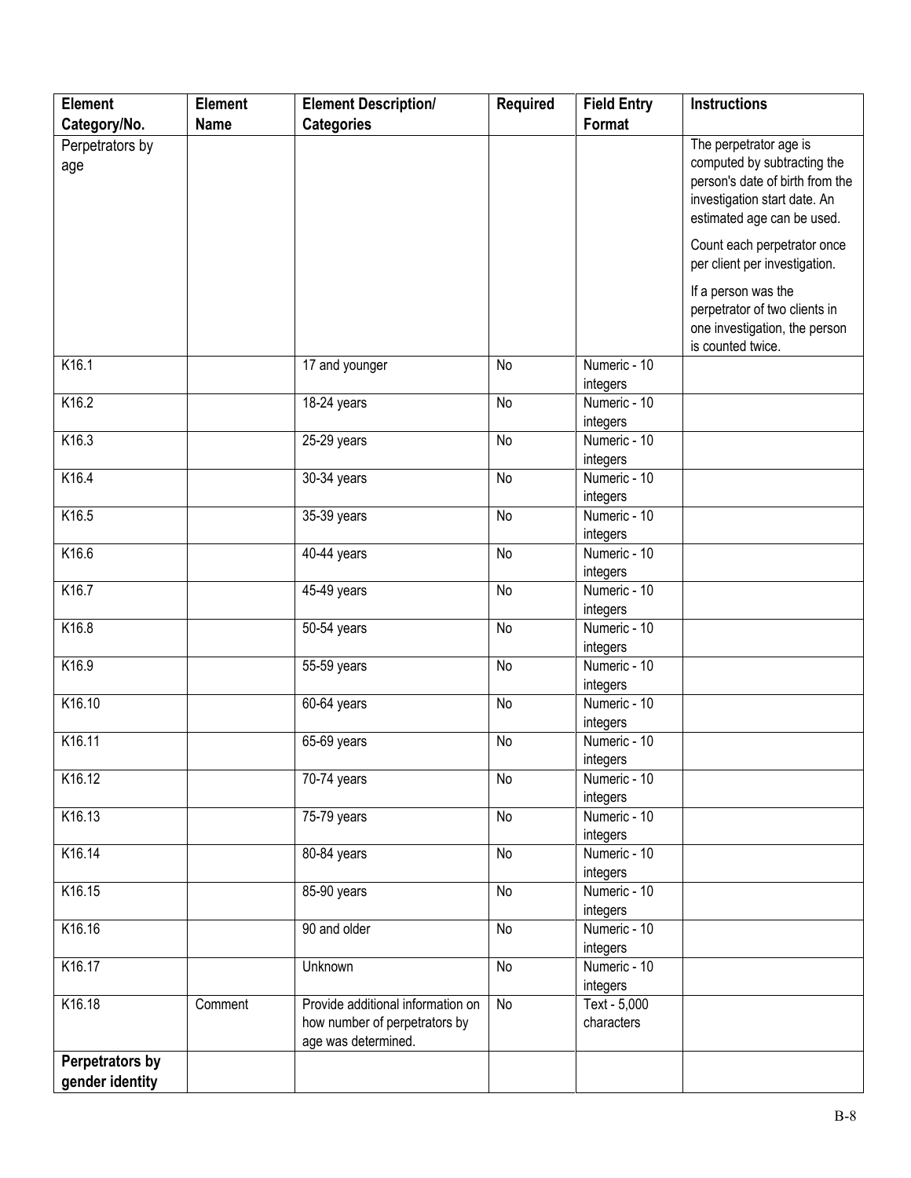| Element Category/No. | Element Name | Element Description/ Categories | Required | Field Entry Format | Instructions |
|---|---|---|---|---|---|
| Perpetrators by age | | | | | The perpetrator age is computed by subtracting the person's date of birth from the investigation start date. An estimated age can be used. Count each perpetrator once per client per investigation. If a person was the perpetrator of two clients in one investigation, the person is counted twice. |
| K16.1 | | 17 and younger | No | Numeric - 10 integers | |
| K16.2 | | 18-24 years | No | Numeric - 10 integers | |
| K16.3 | | 25-29 years | No | Numeric - 10 integers | |
| K16.4 | | 30-34 years | No | Numeric - 10 integers | |
| K16.5 | | 35-39 years | No | Numeric - 10 integers | |
| K16.6 | | 40-44 years | No | Numeric - 10 integers | |
| K16.7 | | 45-49 years | No | Numeric - 10 integers | |
| K16.8 | | 50-54 years | No | Numeric - 10 integers | |
| K16.9 | | 55-59 years | No | Numeric - 10 integers | |
| K16.10 | | 60-64 years | No | Numeric - 10 integers | |
| K16.11 | | 65-69 years | No | Numeric - 10 integers | |
| K16.12 | | 70-74 years | No | Numeric - 10 integers | |
| K16.13 | | 75-79 years | No | Numeric - 10 integers | |
| K16.14 | | 80-84 years | No | Numeric - 10 integers | |
| K16.15 | | 85-90 years | No | Numeric - 10 integers | |
| K16.16 | | 90 and older | No | Numeric - 10 integers | |
| K16.17 | | Unknown | No | Numeric - 10 integers | |
| K16.18 | Comment | Provide additional information on how number of perpetrators by age was determined. | No | Text - 5,000 characters | |
| **Perpetrators by gender identity** | | | | | |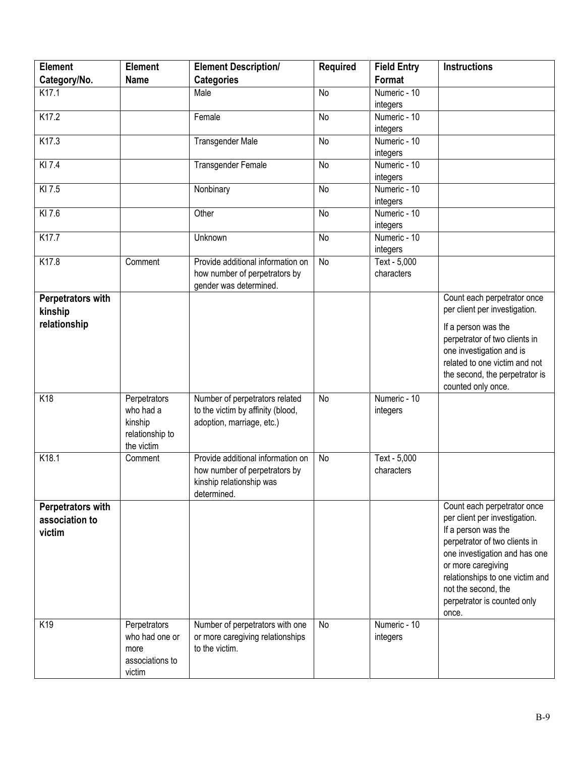| Element Category/No. | Element Name | Element Description/ Categories | Required | Field Entry Format | Instructions |
|---|---|---|---|---|---|
| K17.1 | | Male | No | Numeric - 10 integers | |
| K17.2 | | Female | No | Numeric - 10 integers | |
| K17.3 | | Transgender Male | No | Numeric - 10 integers | |
| KI 7.4 | | Transgender Female | No | Numeric - 10 integers | |
| KI 7.5 | | Nonbinary | No | Numeric - 10 integers | |
| KI 7.6 | | Other | No | Numeric - 10 integers | |
| K17.7 | | Unknown | No | Numeric - 10 integers | |
| K17.8 | Comment | Provide additional information on how number of perpetrators by gender was determined. | No | Text - 5,000 characters | |
| **Perpetrators with kinship relationship** | | | | | Count each perpetrator once per client per investigation. If a person was the perpetrator of two clients in one investigation and is related to one victim and not the second, the perpetrator is counted only once. |
| K18 | Perpetrators who had a kinship relationship to the victim | Number of perpetrators related to the victim by affinity (blood, adoption, marriage, etc.) | No | Numeric - 10 integers | |
| K18.1 | Comment | Provide additional information on how number of perpetrators by kinship relationship was determined. | No | Text - 5,000 characters | |
| **Perpetrators with association to victim** | | | | | Count each perpetrator once per client per investigation. If a person was the perpetrator of two clients in one investigation and has one or more caregiving relationships to one victim and not the second, the perpetrator is counted only once. |
| K19 | Perpetrators who had one or more associations to victim | Number of perpetrators with one or more caregiving relationships to the victim. | No | Numeric - 10 integers | |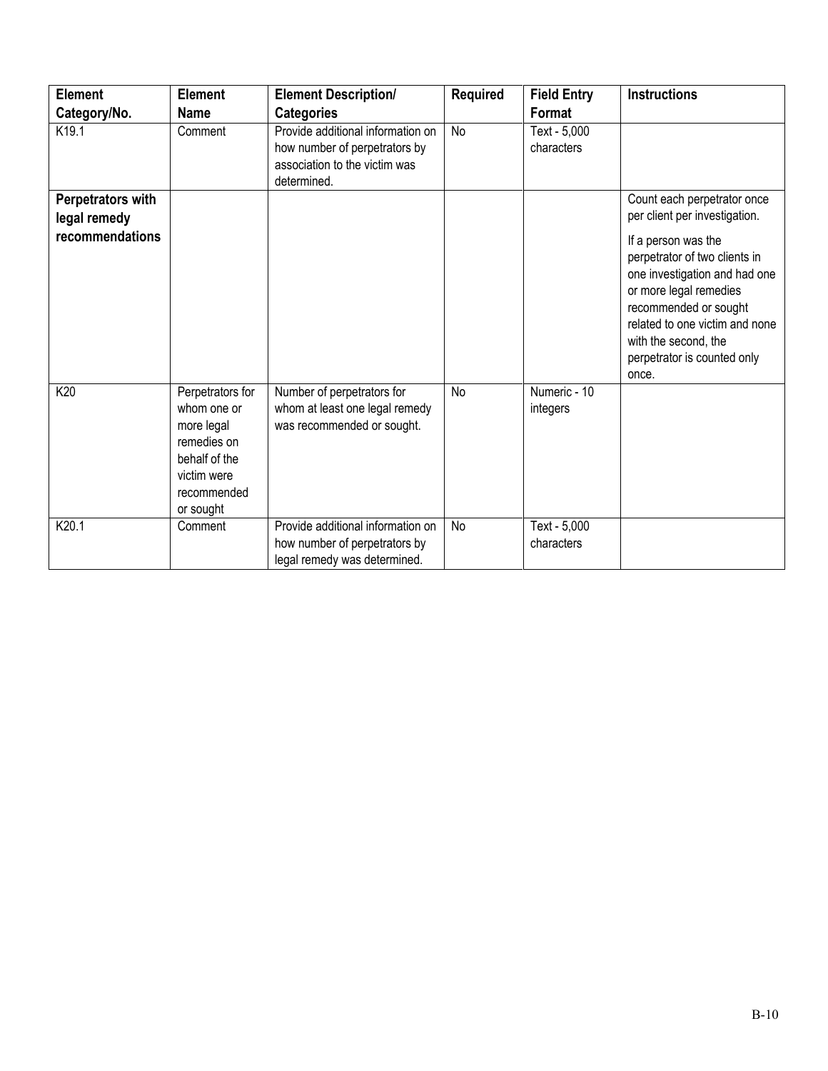| Element Category/No. | Element Name | Element Description/ Categories | Required | Field Entry Format | Instructions |
|---|---|---|---|---|---|
| K19.1 | Comment | Provide additional information on how number of perpetrators by association to the victim was determined. | No | Text - 5,000 characters | |
| **Perpetrators with legal remedy recommendations** | | | | | Count each perpetrator once per client per investigation.<br><br>If a person was the perpetrator of two clients in one investigation and had one or more legal remedies recommended or sought related to one victim and none with the second, the perpetrator is counted only once. |
| K20 | Perpetrators for whom one or more legal remedies on behalf of the victim were recommended or sought | Number of perpetrators for whom at least one legal remedy was recommended or sought. | No | Numeric - 10 integers | |
| K20.1 | Comment | Provide additional information on how number of perpetrators by legal remedy was determined. | No | Text - 5,000 characters | |